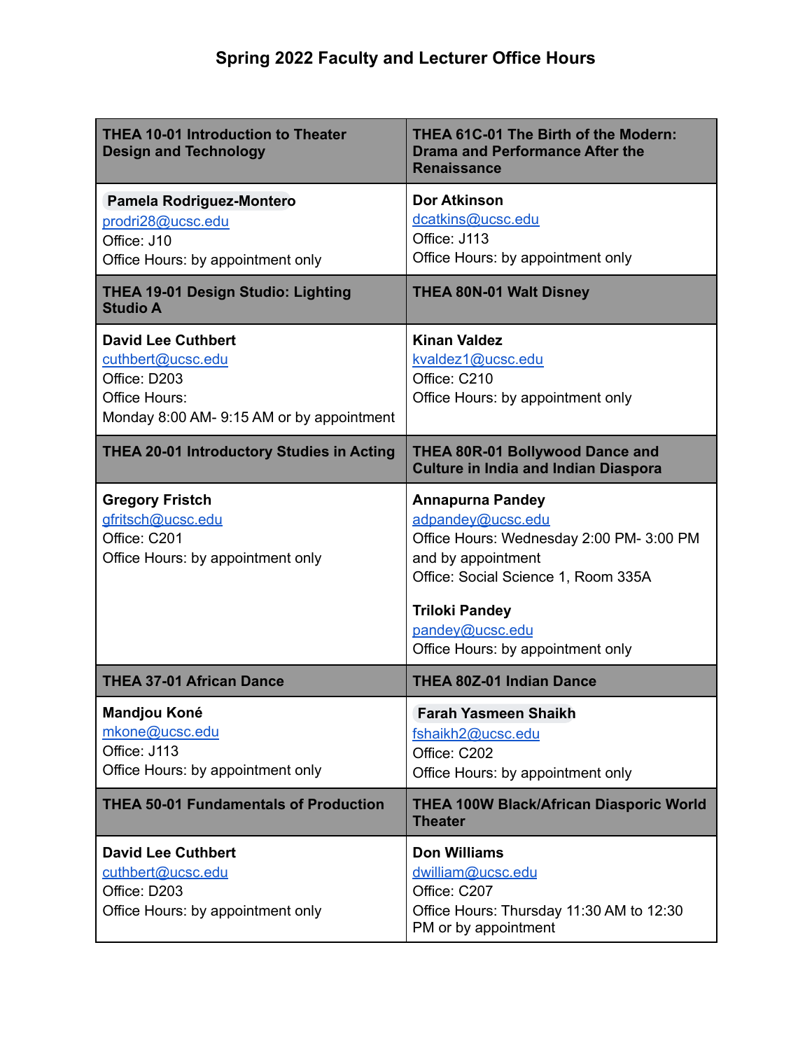# Spring 2022 Faculty and Lecturer Office Hours

| THEA 10-01 Introduction to Theater Design and Technology | THEA 61C-01 The Birth of the Modern: Drama and Performance After the Renaissance |
| --- | --- |
| **Pamela Rodriguez-Montero**<br>prodri28@ucsc.edu<br>Office: J10<br>Office Hours: by appointment only | **Dor Atkinson**<br>dcatkins@ucsc.edu<br>Office: J113<br>Office Hours: by appointment only |
| **THEA 19-01 Design Studio: Lighting Studio A** | **THEA 80N-01 Walt Disney** |
| **David Lee Cuthbert**<br>cuthbert@ucsc.edu<br>Office: D203<br>Office Hours:<br>Monday 8:00 AM- 9:15 AM or by appointment | **Kinan Valdez**<br>kvaldez1@ucsc.edu<br>Office: C210<br>Office Hours: by appointment only |
| **THEA 20-01 Introductory Studies in Acting** | **THEA 80R-01 Bollywood Dance and Culture in India and Indian Diaspora** |
| **Gregory Fristch**<br>gfritsch@ucsc.edu<br>Office: C201<br>Office Hours: by appointment only | **Annapurna Pandey**<br>adpandey@ucsc.edu<br>Office Hours: Wednesday 2:00 PM- 3:00 PM and by appointment<br>Office: Social Science 1, Room 335A<br><br>**Triloki Pandey**<br>pandey@ucsc.edu<br>Office Hours: by appointment only |
| **THEA 37-01 African Dance** | **THEA 80Z-01 Indian Dance** |
| **Mandjou Koné**<br>mkone@ucsc.edu<br>Office: J113<br>Office Hours: by appointment only | **Farah Yasmeen Shaikh**<br>fshaikh2@ucsc.edu<br>Office: C202<br>Office Hours: by appointment only |
| **THEA 50-01 Fundamentals of Production** | **THEA 100W Black/African Diasporic World Theater** |
| **David Lee Cuthbert**<br>cuthbert@ucsc.edu<br>Office: D203<br>Office Hours: by appointment only | **Don Williams**<br>dwilliam@ucsc.edu<br>Office: C207<br>Office Hours: Thursday 11:30 AM to 12:30 PM or by appointment |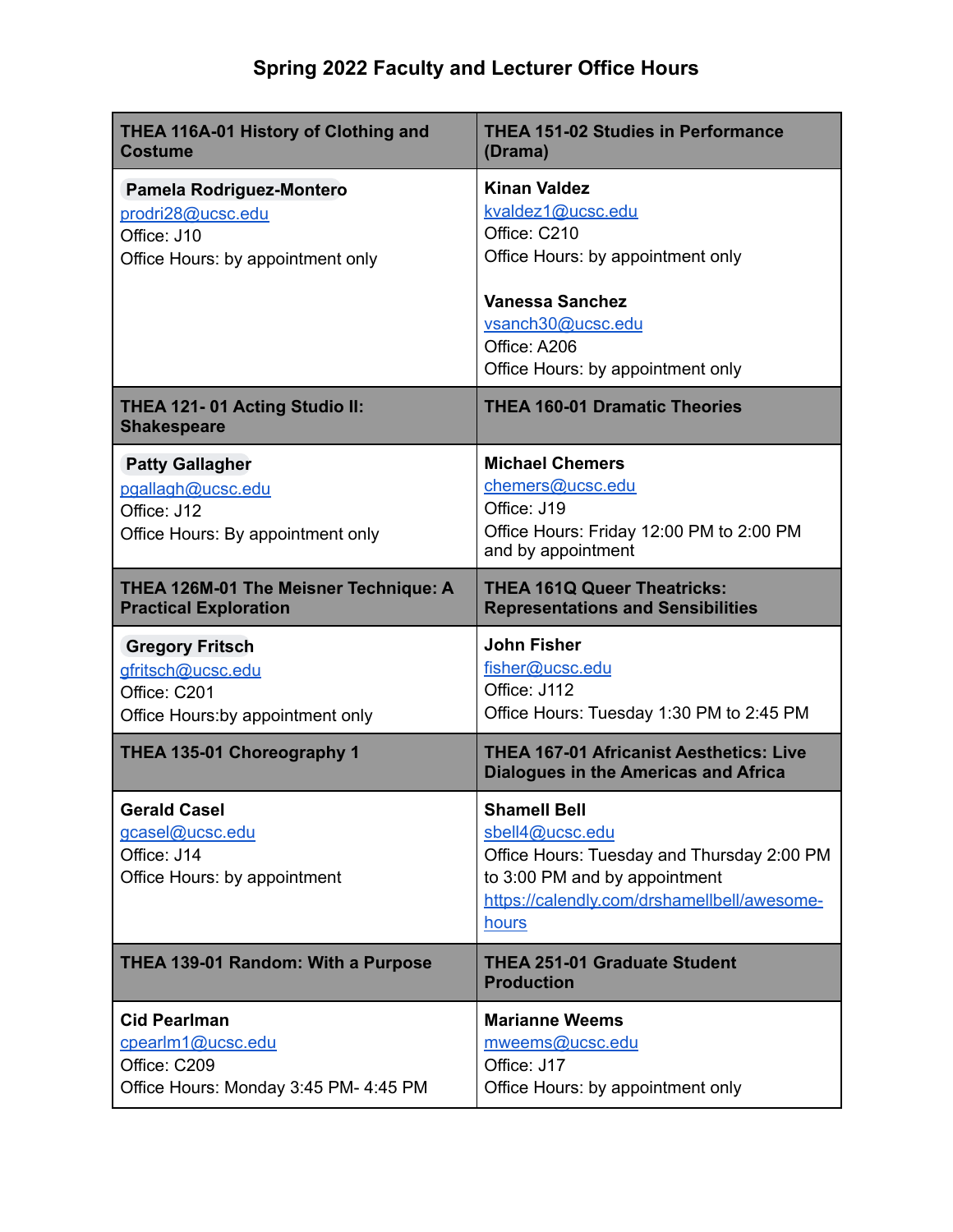# Spring 2022 Faculty and Lecturer Office Hours

| THEA 116A-01 History of Clothing and Costume | THEA 151-02 Studies in Performance (Drama) |
|---|---|
| **Pamela Rodriguez-Montero**<br>prodri28@ucsc.edu<br>Office: J10<br>Office Hours: by appointment only | **Kinan Valdez**<br>kvaldez1@ucsc.edu<br>Office: C210<br>Office Hours: by appointment only<br><br>**Vanessa Sanchez**<br>vsanch30@ucsc.edu<br>Office: A206<br>Office Hours: by appointment only |
| **THEA 121- 01 Acting Studio II: Shakespeare** | **THEA 160-01 Dramatic Theories** |
| **Patty Gallagher**<br>pgallagh@ucsc.edu<br>Office: J12<br>Office Hours: By appointment only | **Michael Chemers**<br>chemers@ucsc.edu<br>Office: J19<br>Office Hours: Friday 12:00 PM to 2:00 PM and by appointment |
| **THEA 126M-01 The Meisner Technique: A Practical Exploration** | **THEA 161Q Queer Theatricks: Representations and Sensibilities** |
| **Gregory Fritsch**<br>gfritsch@ucsc.edu<br>Office: C201<br>Office Hours:by appointment only | **John Fisher**<br>fisher@ucsc.edu<br>Office: J112<br>Office Hours: Tuesday 1:30 PM to 2:45 PM |
| **THEA 135-01 Choreography 1** | **THEA 167-01 Africanist Aesthetics: Live Dialogues in the Americas and Africa** |
| **Gerald Casel**<br>gcasel@ucsc.edu<br>Office: J14<br>Office Hours: by appointment | **Shamell Bell**<br>sbell4@ucsc.edu<br>Office Hours: Tuesday and Thursday 2:00 PM to 3:00 PM and by appointment<br>https://calendly.com/drshamellbell/awesome-hours |
| **THEA 139-01 Random: With a Purpose** | **THEA 251-01 Graduate Student Production** |
| **Cid Pearlman**<br>cpearlm1@ucsc.edu<br>Office: C209<br>Office Hours: Monday 3:45 PM- 4:45 PM | **Marianne Weems**<br>mweems@ucsc.edu<br>Office: J17<br>Office Hours: by appointment only |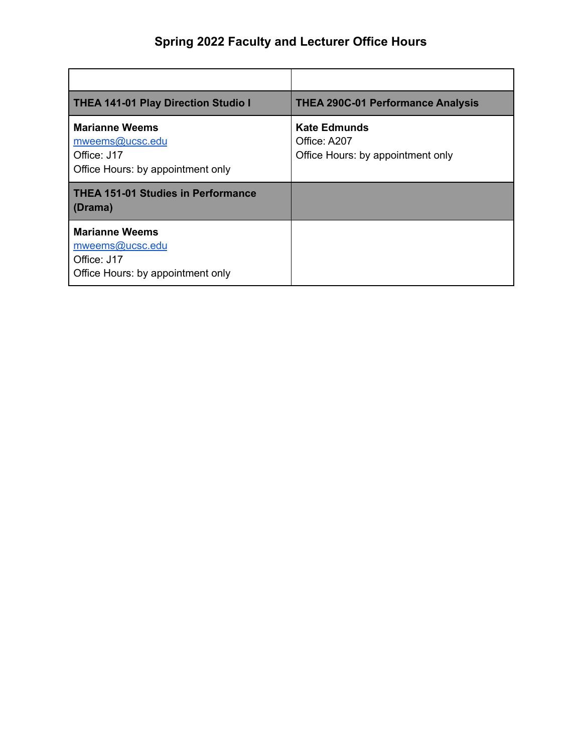# Spring 2022 Faculty and Lecturer Office Hours

| | |
|---|---|
| **THEA 141-01 Play Direction Studio I** | **THEA 290C-01 Performance Analysis** |
| **Marianne Weems**<br>mweems@ucsc.edu<br>Office: J17<br>Office Hours: by appointment only | **Kate Edmunds**<br>Office: A207<br>Office Hours: by appointment only |
| **THEA 151-01 Studies in Performance (Drama)** | |
| **Marianne Weems**<br>mweems@ucsc.edu<br>Office: J17<br>Office Hours: by appointment only | |